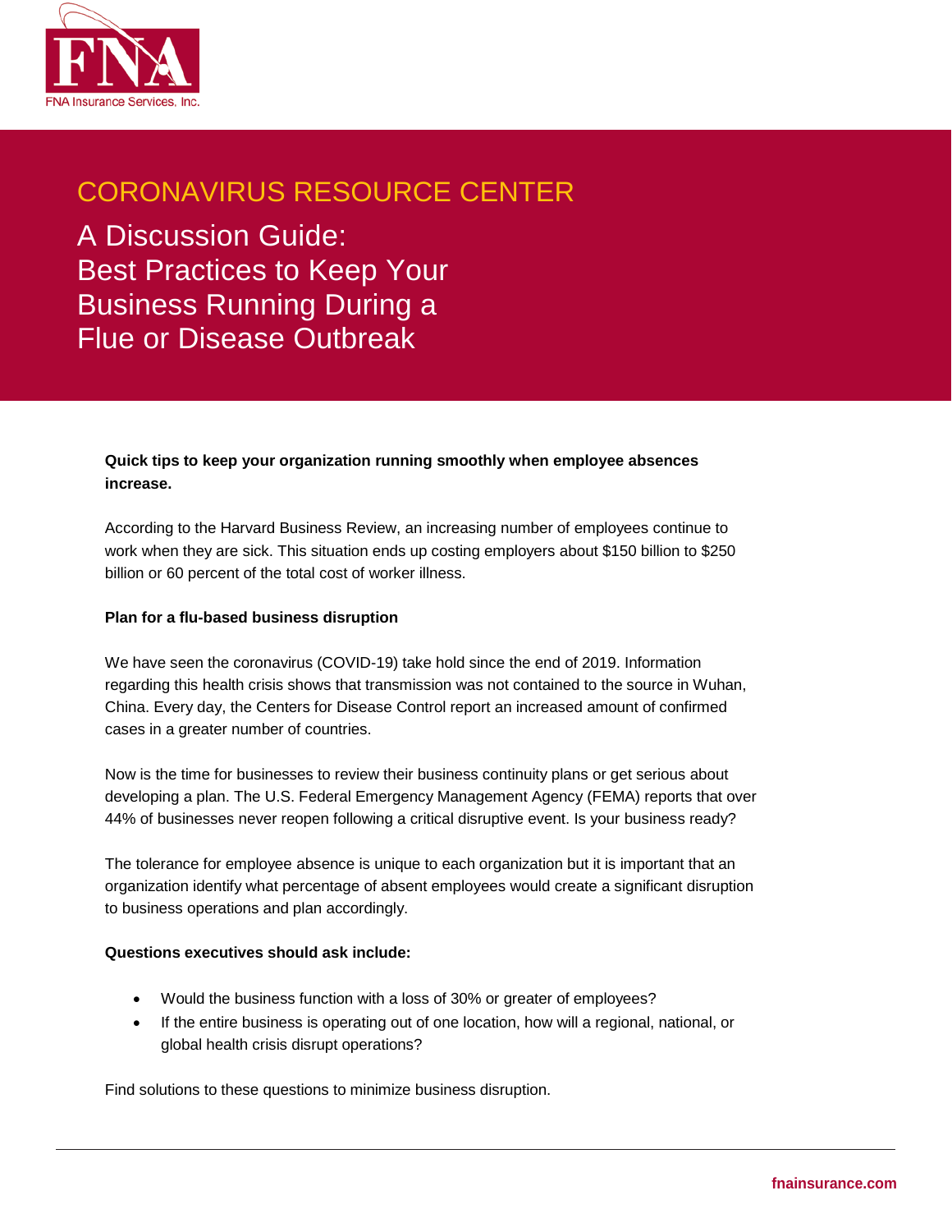FNA Insurance Services, Inc.

## CORONAVIRUS RESOURCE CENTER

# A Discussion Guide: Best Practices to Keep Your Business Running During a Flue or Disease Outbreak

**Quick tips to keep your organization running smoothly when employee absences increase.**

According to the Harvard Business Review, an increasing number of employees continue to work when they are sick. This situation ends up costing employers about $150 billion to $250 billion or 60 percent of the total cost of worker illness.

**Plan for a flu-based business disruption**

We have seen the coronavirus (COVID-19) take hold since the end of 2019. Information regarding this health crisis shows that transmission was not contained to the source in Wuhan, China. Every day, the Centers for Disease Control report an increased amount of confirmed cases in a greater number of countries.

Now is the time for businesses to review their business continuity plans or get serious about developing a plan. The U.S. Federal Emergency Management Agency (FEMA) reports that over 44% of businesses never reopen following a critical disruptive event. Is your business ready?

The tolerance for employee absence is unique to each organization but it is important that an organization identify what percentage of absent employees would create a significant disruption to business operations and plan accordingly.

**Questions executives should ask include:**

- Would the business function with a loss of 30% or greater of employees?
- If the entire business is operating out of one location, how will a regional, national, or global health crisis disrupt operations?

Find solutions to these questions to minimize business disruption.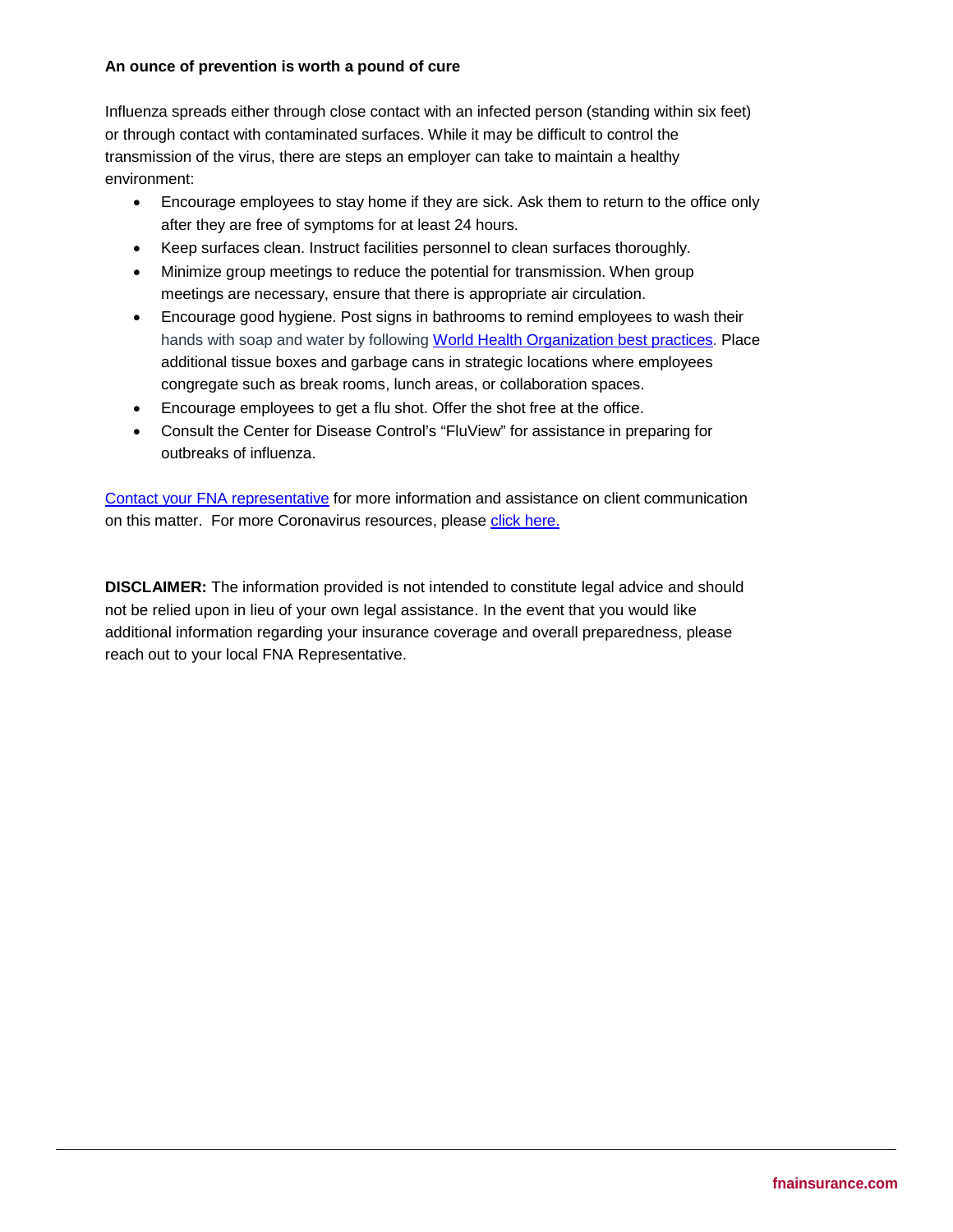**An ounce of prevention is worth a pound of cure**

Influenza spreads either through close contact with an infected person (standing within six feet) or through contact with contaminated surfaces. While it may be difficult to control the transmission of the virus, there are steps an employer can take to maintain a healthy environment:

- Encourage employees to stay home if they are sick. Ask them to return to the office only after they are free of symptoms for at least 24 hours.
- Keep surfaces clean. Instruct facilities personnel to clean surfaces thoroughly.
- Minimize group meetings to reduce the potential for transmission. When group meetings are necessary, ensure that there is appropriate air circulation.
- Encourage good hygiene. Post signs in bathrooms to remind employees to wash their hands with soap and water by following World Health Organization best practices. Place additional tissue boxes and garbage cans in strategic locations where employees congregate such as break rooms, lunch areas, or collaboration spaces.
- Encourage employees to get a flu shot. Offer the shot free at the office.
- Consult the Center for Disease Control's "FluView" for assistance in preparing for outbreaks of influenza.

Contact your FNA representative for more information and assistance on client communication on this matter. For more Coronavirus resources, please click here.

**DISCLAIMER:** The information provided is not intended to constitute legal advice and should not be relied upon in lieu of your own legal assistance. In the event that you would like additional information regarding your insurance coverage and overall preparedness, please reach out to your local FNA Representative.